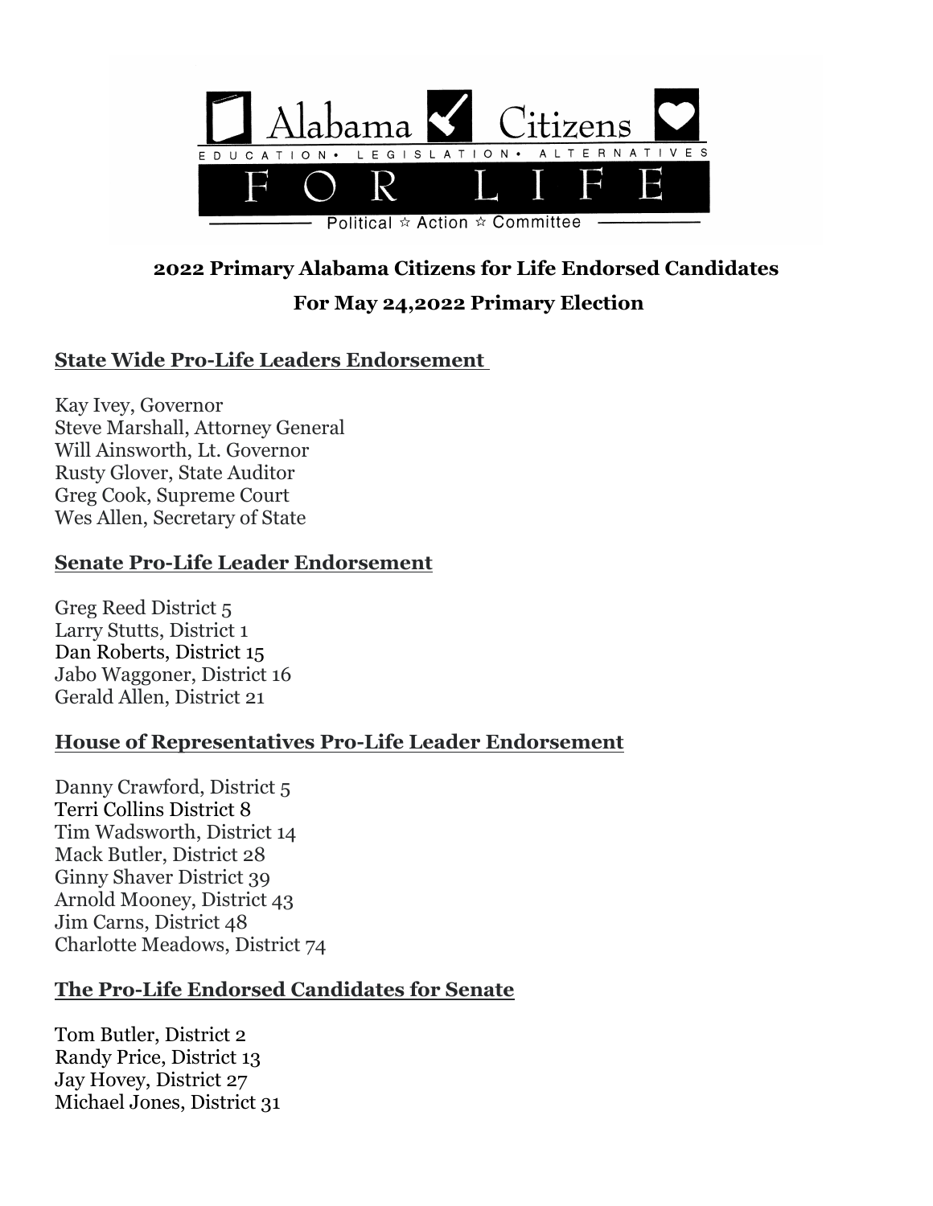Alabama Citizens

EDUCATION • LEGISLATION • ALTERNATIVES

FOR LIFE

Political ☆ Action ☆ Committee

## 2022 Primary Alabama Citizens for Life Endorsed Candidates

## For May 24,2022 Primary Election

### State Wide Pro-Life Leaders Endorsement

Kay Ivey, Governor
Steve Marshall, Attorney General
Will Ainsworth, Lt. Governor
Rusty Glover, State Auditor
Greg Cook, Supreme Court
Wes Allen, Secretary of State

### Senate Pro-Life Leader Endorsement

Greg Reed District 5
Larry Stutts, District 1
Dan Roberts, District 15
Jabo Waggoner, District 16
Gerald Allen, District 21

### House of Representatives Pro-Life Leader Endorsement

Danny Crawford, District 5
Terri Collins District 8
Tim Wadsworth, District 14
Mack Butler, District 28
Ginny Shaver District 39
Arnold Mooney, District 43
Jim Carns, District 48
Charlotte Meadows, District 74

### The Pro-Life Endorsed Candidates for Senate

Tom Butler, District 2
Randy Price, District 13
Jay Hovey, District 27
Michael Jones, District 31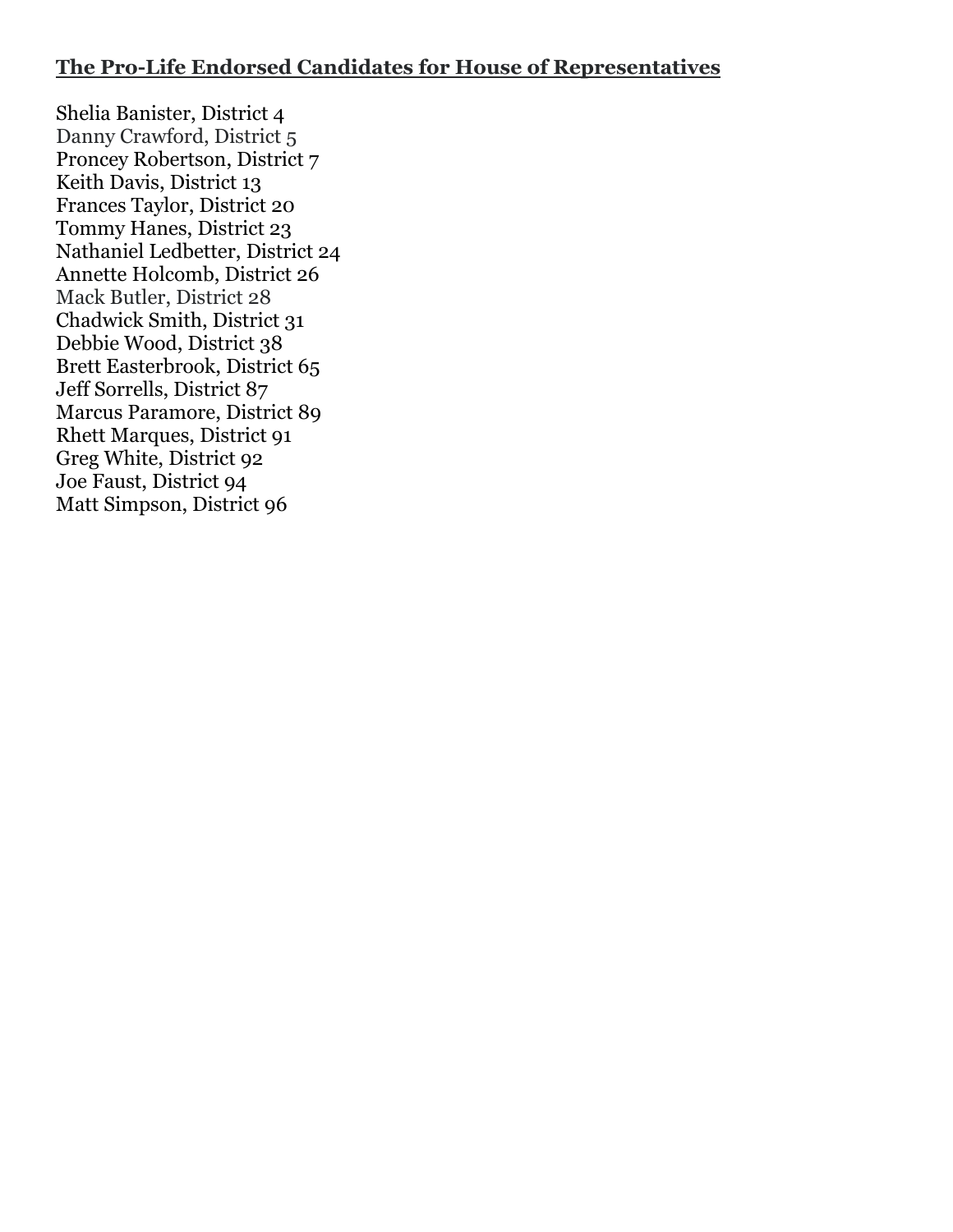**The Pro-Life Endorsed Candidates for House of Representatives**

Shelia Banister, District 4
Danny Crawford, District 5
Proncey Robertson, District 7
Keith Davis, District 13
Frances Taylor, District 20
Tommy Hanes, District 23
Nathaniel Ledbetter, District 24
Annette Holcomb, District 26
Mack Butler, District 28
Chadwick Smith, District 31
Debbie Wood, District 38
Brett Easterbrook, District 65
Jeff Sorrells, District 87
Marcus Paramore, District 89
Rhett Marques, District 91
Greg White, District 92
Joe Faust, District 94
Matt Simpson, District 96